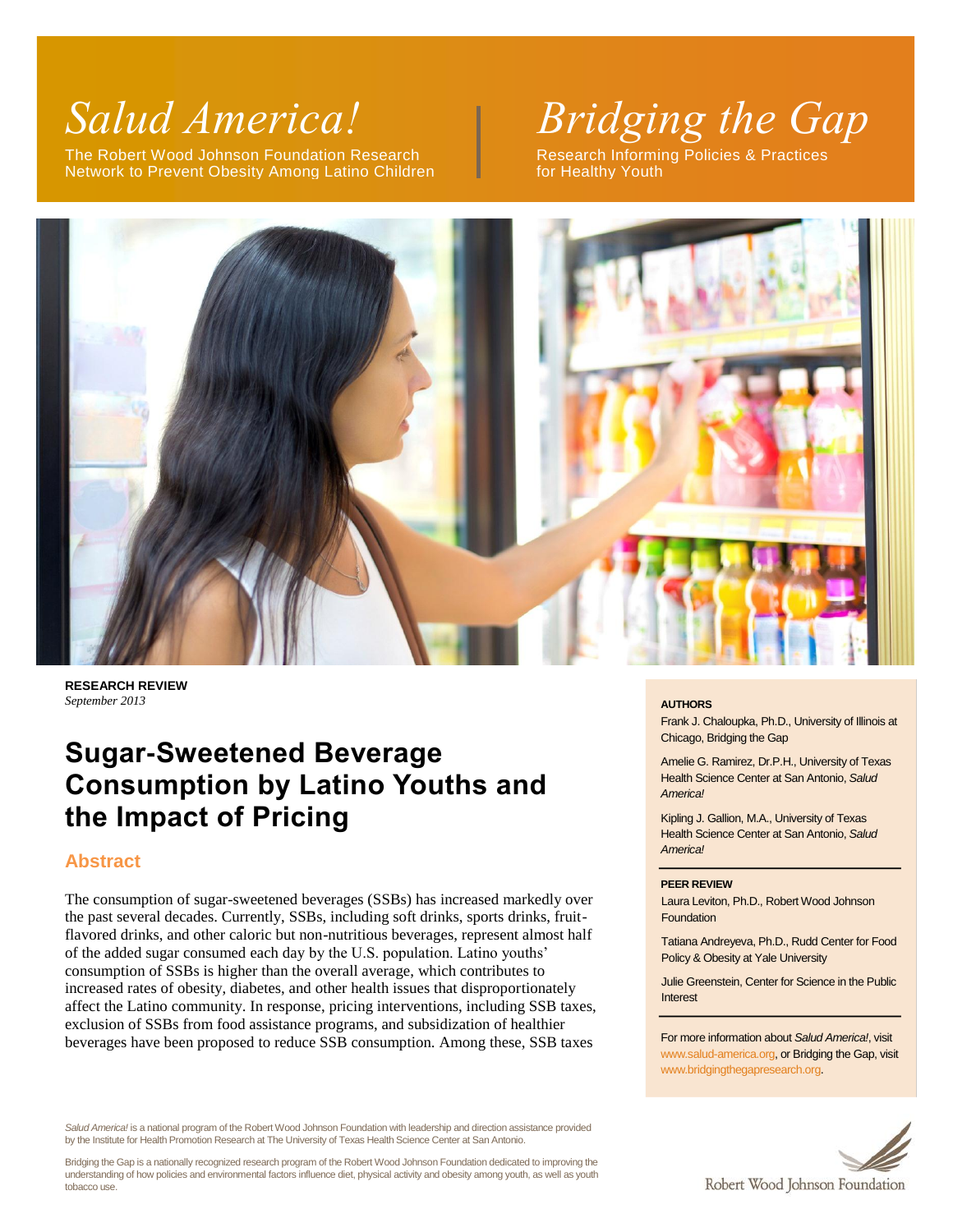*Salud America!*

The Robert Wood Johnson Foundation Research Network to Prevent Obesity Among Latino Children

*Bridging the Gap*

Research Informing Policies & Practices for Healthy Youth

**RESEARCH REVIEW**
*September 2013*

# Sugar-Sweetened Beverage Consumption by Latino Youths and the Impact of Pricing

## Abstract

The consumption of sugar-sweetened beverages (SSBs) has increased markedly over the past several decades. Currently, SSBs, including soft drinks, sports drinks, fruit-flavored drinks, and other caloric but non-nutritious beverages, represent almost half of the added sugar consumed each day by the U.S. population. Latino youths' consumption of SSBs is higher than the overall average, which contributes to increased rates of obesity, diabetes, and other health issues that disproportionately affect the Latino community. In response, pricing interventions, including SSB taxes, exclusion of SSBs from food assistance programs, and subsidization of healthier beverages have been proposed to reduce SSB consumption. Among these, SSB taxes

**AUTHORS**

Frank J. Chaloupka, Ph.D., University of Illinois at Chicago, Bridging the Gap

Amelie G. Ramirez, Dr.P.H., University of Texas Health Science Center at San Antonio, *Salud America!*

Kipling J. Gallion, M.A., University of Texas Health Science Center at San Antonio, *Salud America!*

**PEER REVIEW**

Laura Leviton, Ph.D., Robert Wood Johnson Foundation

Tatiana Andreyeva, Ph.D., Rudd Center for Food Policy & Obesity at Yale University

Julie Greenstein, Center for Science in the Public Interest

For more information about *Salud America!*, visit www.salud-america.org, or Bridging the Gap, visit www.bridgingthegapresearch.org.

*Salud America!* is a national program of the Robert Wood Johnson Foundation with leadership and direction assistance provided by the Institute for Health Promotion Research at The University of Texas Health Science Center at San Antonio.

Bridging the Gap is a nationally recognized research program of the Robert Wood Johnson Foundation dedicated to improving the understanding of how policies and environmental factors influence diet, physical activity and obesity among youth, as well as youth tobacco use.

Robert Wood Johnson Foundation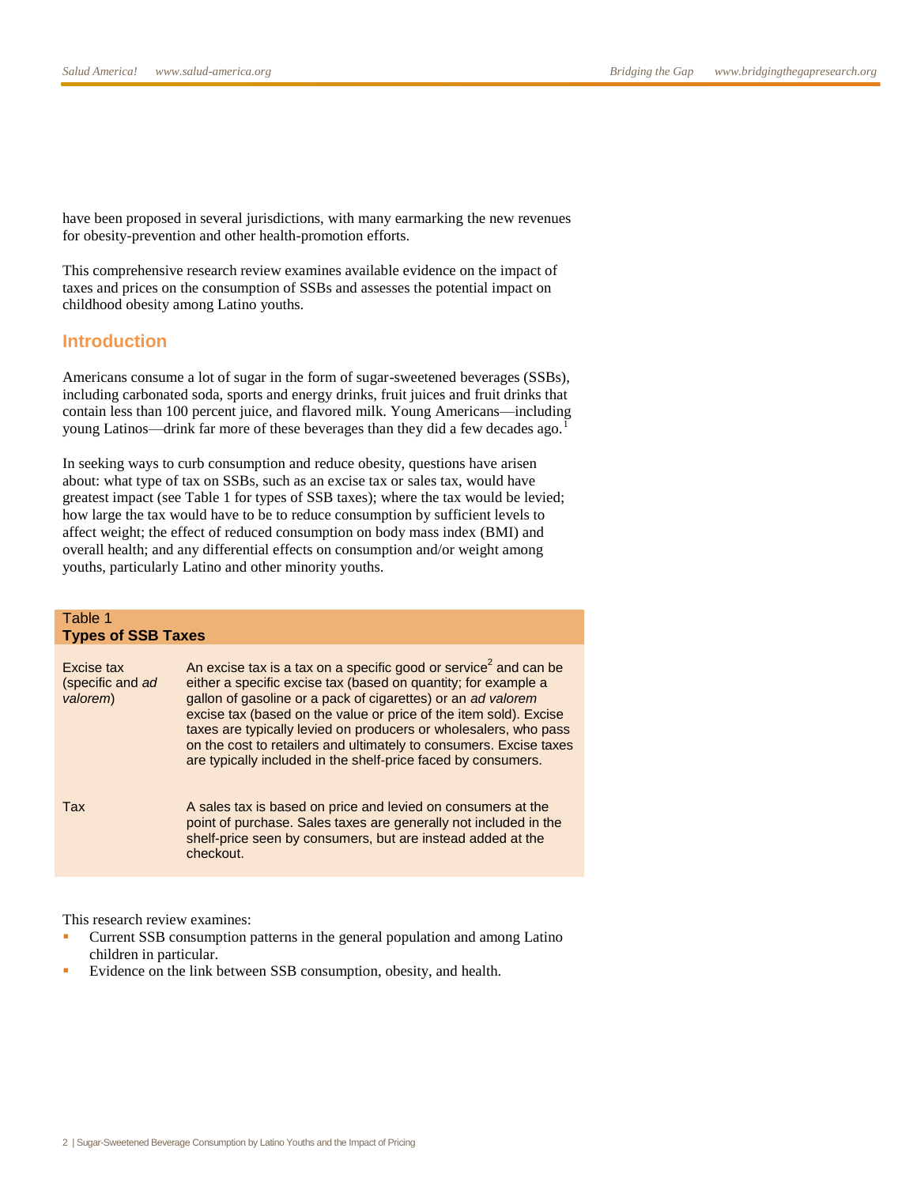have been proposed in several jurisdictions, with many earmarking the new revenues for obesity-prevention and other health-promotion efforts.

This comprehensive research review examines available evidence on the impact of taxes and prices on the consumption of SSBs and assesses the potential impact on childhood obesity among Latino youths.

## Introduction

Americans consume a lot of sugar in the form of sugar-sweetened beverages (SSBs), including carbonated soda, sports and energy drinks, fruit juices and fruit drinks that contain less than 100 percent juice, and flavored milk. Young Americans—including young Latinos—drink far more of these beverages than they did a few decades ago.[1]

In seeking ways to curb consumption and reduce obesity, questions have arisen about: what type of tax on SSBs, such as an excise tax or sales tax, would have greatest impact (see Table 1 for types of SSB taxes); where the tax would be levied; how large the tax would have to be to reduce consumption by sufficient levels to affect weight; the effect of reduced consumption on body mass index (BMI) and overall health; and any differential effects on consumption and/or weight among youths, particularly Latino and other minority youths.

Table 1
**Types of SSB Taxes**

| | |
|---|---|
| Excise tax (specific and *ad valorem*) | An excise tax is a tax on a specific good or service[2] and can be either a specific excise tax (based on quantity; for example a gallon of gasoline or a pack of cigarettes) or an *ad valorem* excise tax (based on the value or price of the item sold). Excise taxes are typically levied on producers or wholesalers, who pass on the cost to retailers and ultimately to consumers. Excise taxes are typically included in the shelf-price faced by consumers. |
| Tax | A sales tax is based on price and levied on consumers at the point of purchase. Sales taxes are generally not included in the shelf-price seen by consumers, but are instead added at the checkout. |

This research review examines:

- Current SSB consumption patterns in the general population and among Latino children in particular.
- Evidence on the link between SSB consumption, obesity, and health.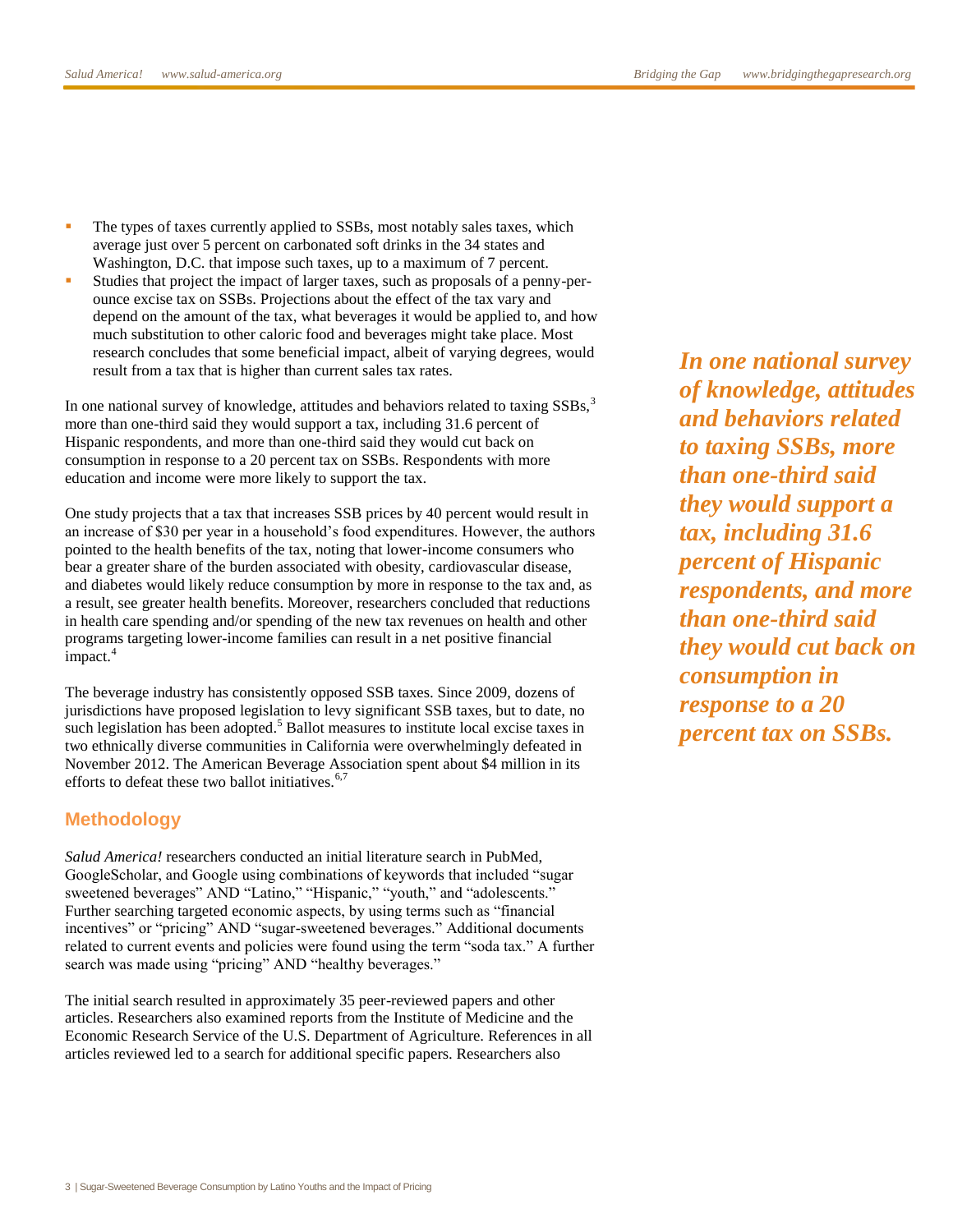- The types of taxes currently applied to SSBs, most notably sales taxes, which average just over 5 percent on carbonated soft drinks in the 34 states and Washington, D.C. that impose such taxes, up to a maximum of 7 percent.
- Studies that project the impact of larger taxes, such as proposals of a penny-per-ounce excise tax on SSBs. Projections about the effect of the tax vary and depend on the amount of the tax, what beverages it would be applied to, and how much substitution to other caloric food and beverages might take place. Most research concludes that some beneficial impact, albeit of varying degrees, would result from a tax that is higher than current sales tax rates.

In one national survey of knowledge, attitudes and behaviors related to taxing SSBs,[3] more than one-third said they would support a tax, including 31.6 percent of Hispanic respondents, and more than one-third said they would cut back on consumption in response to a 20 percent tax on SSBs. Respondents with more education and income were more likely to support the tax.

***In one national survey of knowledge, attitudes and behaviors related to taxing SSBs, more than one-third said they would support a tax, including 31.6 percent of Hispanic respondents, and more than one-third said they would cut back on consumption in response to a 20 percent tax on SSBs.***

One study projects that a tax that increases SSB prices by 40 percent would result in an increase of $30 per year in a household's food expenditures. However, the authors pointed to the health benefits of the tax, noting that lower-income consumers who bear a greater share of the burden associated with obesity, cardiovascular disease, and diabetes would likely reduce consumption by more in response to the tax and, as a result, see greater health benefits. Moreover, researchers concluded that reductions in health care spending and/or spending of the new tax revenues on health and other programs targeting lower-income families can result in a net positive financial impact.[4]

The beverage industry has consistently opposed SSB taxes. Since 2009, dozens of jurisdictions have proposed legislation to levy significant SSB taxes, but to date, no such legislation has been adopted.[5] Ballot measures to institute local excise taxes in two ethnically diverse communities in California were overwhelmingly defeated in November 2012. The American Beverage Association spent about $4 million in its efforts to defeat these two ballot initiatives.[6,7]

## Methodology

*Salud America!* researchers conducted an initial literature search in PubMed, GoogleScholar, and Google using combinations of keywords that included "sugar sweetened beverages" AND "Latino," "Hispanic," "youth," and "adolescents." Further searching targeted economic aspects, by using terms such as "financial incentives" or "pricing" AND "sugar-sweetened beverages." Additional documents related to current events and policies were found using the term "soda tax." A further search was made using "pricing" AND "healthy beverages."

The initial search resulted in approximately 35 peer-reviewed papers and other articles. Researchers also examined reports from the Institute of Medicine and the Economic Research Service of the U.S. Department of Agriculture. References in all articles reviewed led to a search for additional specific papers. Researchers also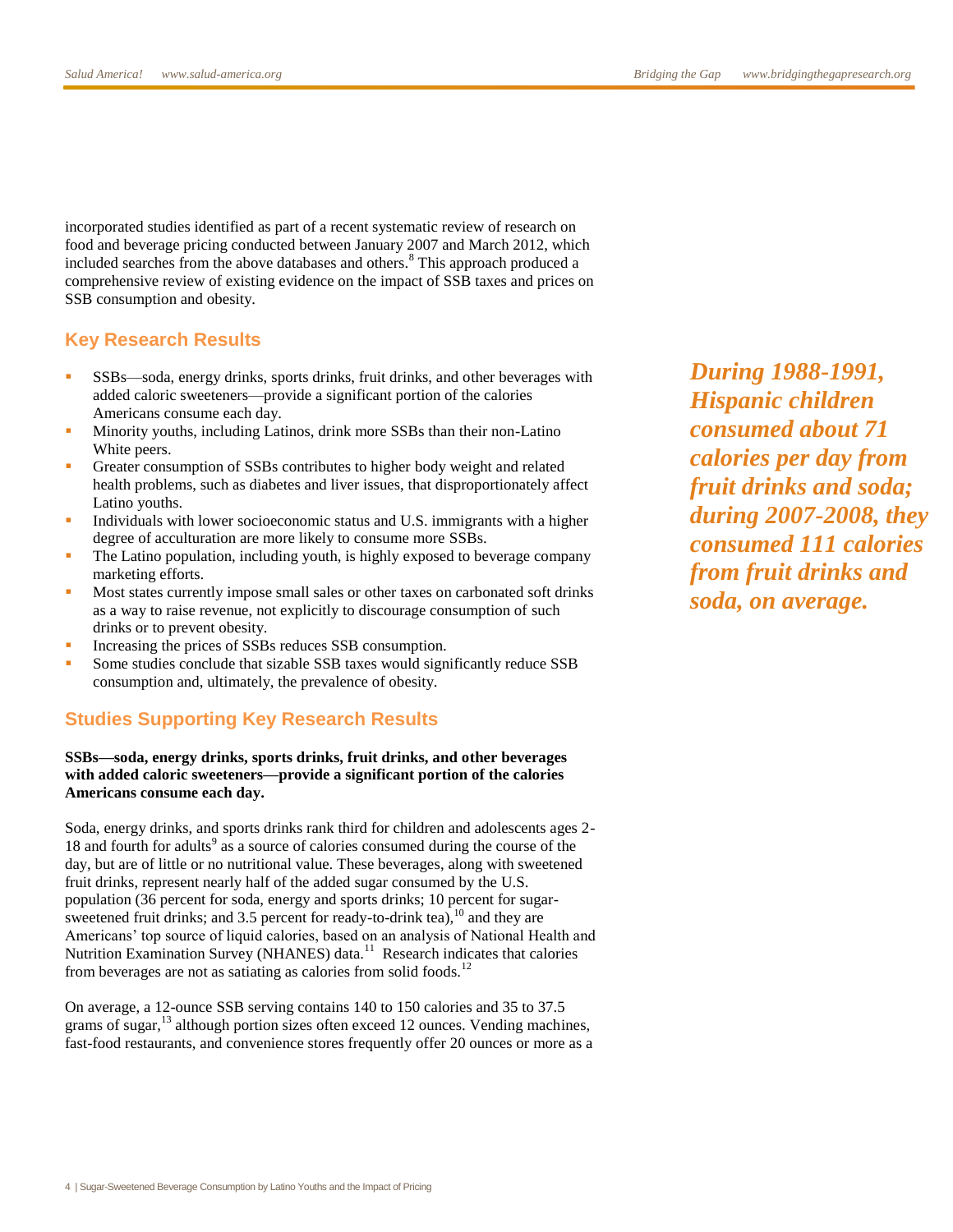incorporated studies identified as part of a recent systematic review of research on food and beverage pricing conducted between January 2007 and March 2012, which included searches from the above databases and others.[8] This approach produced a comprehensive review of existing evidence on the impact of SSB taxes and prices on SSB consumption and obesity.

## Key Research Results

- SSBs—soda, energy drinks, sports drinks, fruit drinks, and other beverages with added caloric sweeteners—provide a significant portion of the calories Americans consume each day.
- Minority youths, including Latinos, drink more SSBs than their non-Latino White peers.
- Greater consumption of SSBs contributes to higher body weight and related health problems, such as diabetes and liver issues, that disproportionately affect Latino youths.
- Individuals with lower socioeconomic status and U.S. immigrants with a higher degree of acculturation are more likely to consume more SSBs.
- The Latino population, including youth, is highly exposed to beverage company marketing efforts.
- Most states currently impose small sales or other taxes on carbonated soft drinks as a way to raise revenue, not explicitly to discourage consumption of such drinks or to prevent obesity.
- Increasing the prices of SSBs reduces SSB consumption.
- Some studies conclude that sizable SSB taxes would significantly reduce SSB consumption and, ultimately, the prevalence of obesity.

***During 1988-1991, Hispanic children consumed about 71 calories per day from fruit drinks and soda; during 2007-2008, they consumed 111 calories from fruit drinks and soda, on average.***

## Studies Supporting Key Research Results

**SSBs—soda, energy drinks, sports drinks, fruit drinks, and other beverages with added caloric sweeteners—provide a significant portion of the calories Americans consume each day.**

Soda, energy drinks, and sports drinks rank third for children and adolescents ages 2-18 and fourth for adults[9] as a source of calories consumed during the course of the day, but are of little or no nutritional value. These beverages, along with sweetened fruit drinks, represent nearly half of the added sugar consumed by the U.S. population (36 percent for soda, energy and sports drinks; 10 percent for sugar-sweetened fruit drinks; and 3.5 percent for ready-to-drink tea),[10] and they are Americans' top source of liquid calories, based on an analysis of National Health and Nutrition Examination Survey (NHANES) data.[11] Research indicates that calories from beverages are not as satiating as calories from solid foods.[12]

On average, a 12-ounce SSB serving contains 140 to 150 calories and 35 to 37.5 grams of sugar,[13] although portion sizes often exceed 12 ounces. Vending machines, fast-food restaurants, and convenience stores frequently offer 20 ounces or more as a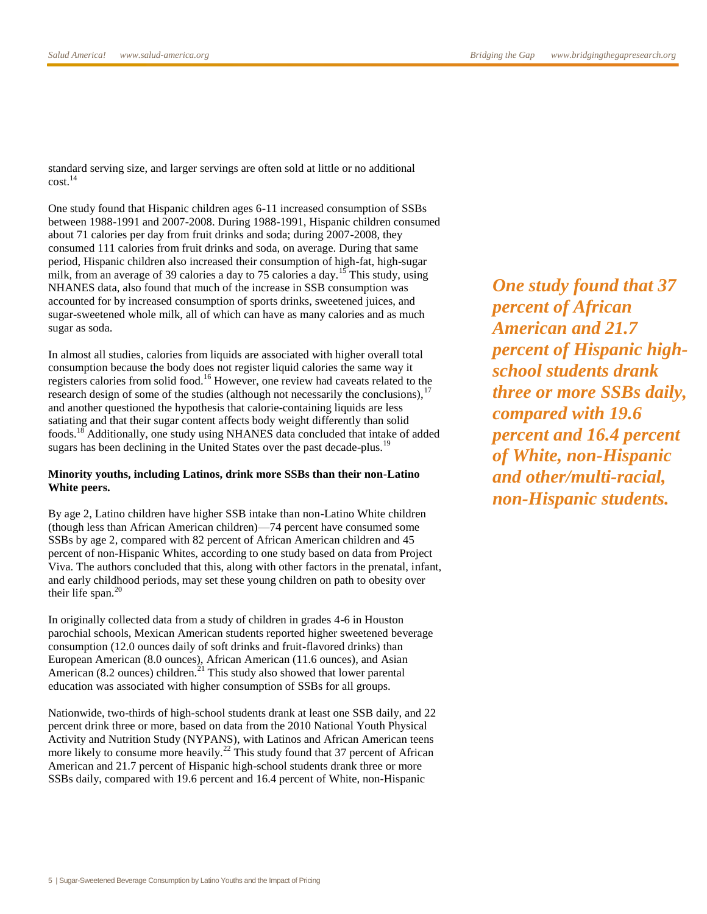standard serving size, and larger servings are often sold at little or no additional cost.[14]

One study found that Hispanic children ages 6-11 increased consumption of SSBs between 1988-1991 and 2007-2008. During 1988-1991, Hispanic children consumed about 71 calories per day from fruit drinks and soda; during 2007-2008, they consumed 111 calories from fruit drinks and soda, on average. During that same period, Hispanic children also increased their consumption of high-fat, high-sugar milk, from an average of 39 calories a day to 75 calories a day.[15] This study, using NHANES data, also found that much of the increase in SSB consumption was accounted for by increased consumption of sports drinks, sweetened juices, and sugar-sweetened whole milk, all of which can have as many calories and as much sugar as soda.

*One study found that 37 percent of African American and 21.7 percent of Hispanic high-school students drank three or more SSBs daily, compared with 19.6 percent and 16.4 percent of White, non-Hispanic and other/multi-racial, non-Hispanic students.*

In almost all studies, calories from liquids are associated with higher overall total consumption because the body does not register liquid calories the same way it registers calories from solid food.[16] However, one review had caveats related to the research design of some of the studies (although not necessarily the conclusions),[17] and another questioned the hypothesis that calorie-containing liquids are less satiating and that their sugar content affects body weight differently than solid foods.[18] Additionally, one study using NHANES data concluded that intake of added sugars has been declining in the United States over the past decade-plus.[19]

**Minority youths, including Latinos, drink more SSBs than their non-Latino White peers.**

By age 2, Latino children have higher SSB intake than non-Latino White children (though less than African American children)—74 percent have consumed some SSBs by age 2, compared with 82 percent of African American children and 45 percent of non-Hispanic Whites, according to one study based on data from Project Viva. The authors concluded that this, along with other factors in the prenatal, infant, and early childhood periods, may set these young children on path to obesity over their life span.[20]

In originally collected data from a study of children in grades 4-6 in Houston parochial schools, Mexican American students reported higher sweetened beverage consumption (12.0 ounces daily of soft drinks and fruit-flavored drinks) than European American (8.0 ounces), African American (11.6 ounces), and Asian American (8.2 ounces) children.[21] This study also showed that lower parental education was associated with higher consumption of SSBs for all groups.

Nationwide, two-thirds of high-school students drank at least one SSB daily, and 22 percent drink three or more, based on data from the 2010 National Youth Physical Activity and Nutrition Study (NYPANS), with Latinos and African American teens more likely to consume more heavily.[22] This study found that 37 percent of African American and 21.7 percent of Hispanic high-school students drank three or more SSBs daily, compared with 19.6 percent and 16.4 percent of White, non-Hispanic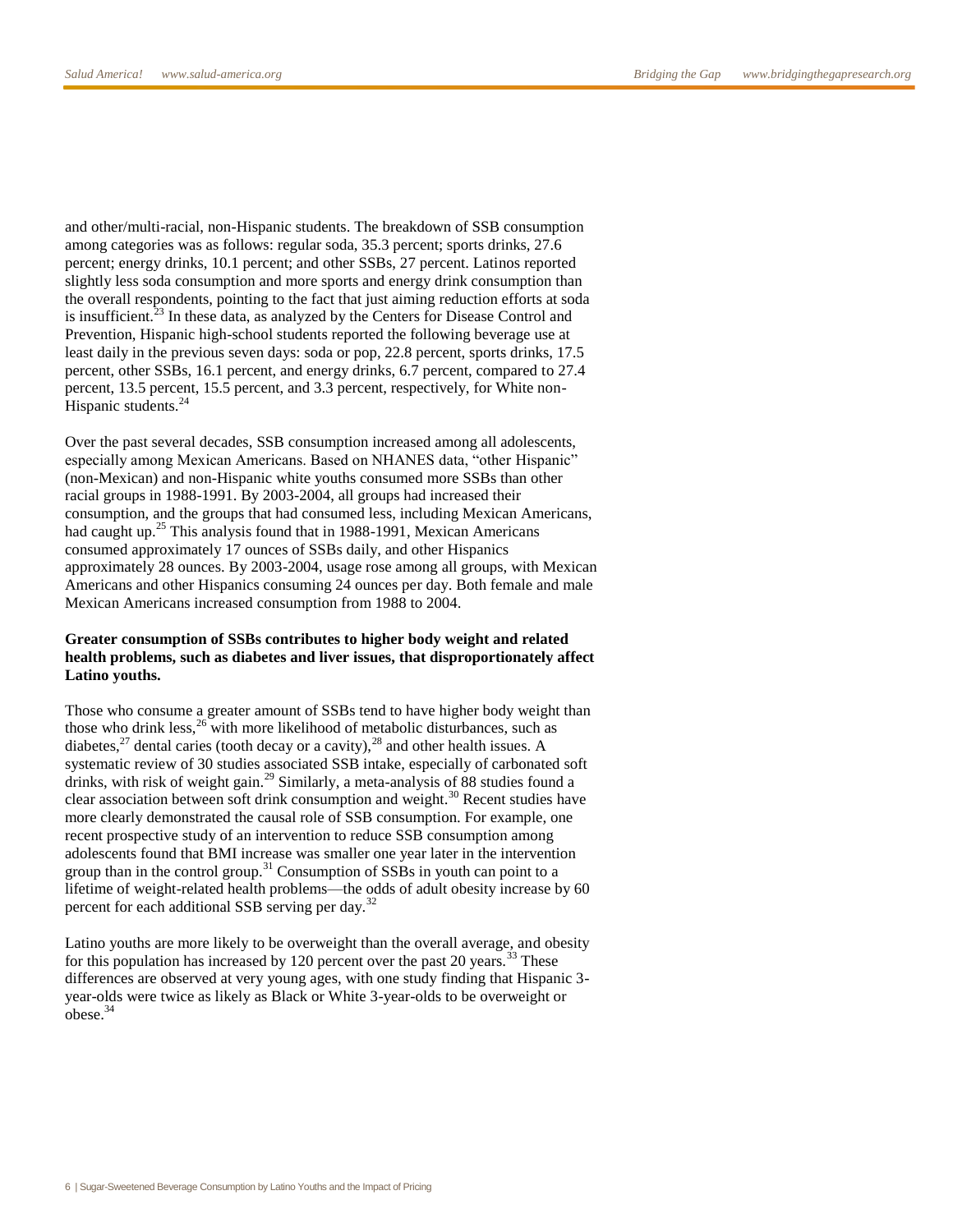and other/multi-racial, non-Hispanic students. The breakdown of SSB consumption among categories was as follows: regular soda, 35.3 percent; sports drinks, 27.6 percent; energy drinks, 10.1 percent; and other SSBs, 27 percent. Latinos reported slightly less soda consumption and more sports and energy drink consumption than the overall respondents, pointing to the fact that just aiming reduction efforts at soda is insufficient.[23] In these data, as analyzed by the Centers for Disease Control and Prevention, Hispanic high-school students reported the following beverage use at least daily in the previous seven days: soda or pop, 22.8 percent, sports drinks, 17.5 percent, other SSBs, 16.1 percent, and energy drinks, 6.7 percent, compared to 27.4 percent, 13.5 percent, 15.5 percent, and 3.3 percent, respectively, for White non-Hispanic students.[24]

Over the past several decades, SSB consumption increased among all adolescents, especially among Mexican Americans. Based on NHANES data, "other Hispanic" (non-Mexican) and non-Hispanic white youths consumed more SSBs than other racial groups in 1988-1991. By 2003-2004, all groups had increased their consumption, and the groups that had consumed less, including Mexican Americans, had caught up.[25] This analysis found that in 1988-1991, Mexican Americans consumed approximately 17 ounces of SSBs daily, and other Hispanics approximately 28 ounces. By 2003-2004, usage rose among all groups, with Mexican Americans and other Hispanics consuming 24 ounces per day. Both female and male Mexican Americans increased consumption from 1988 to 2004.

**Greater consumption of SSBs contributes to higher body weight and related health problems, such as diabetes and liver issues, that disproportionately affect Latino youths.**

Those who consume a greater amount of SSBs tend to have higher body weight than those who drink less,[26] with more likelihood of metabolic disturbances, such as diabetes,[27] dental caries (tooth decay or a cavity),[28] and other health issues. A systematic review of 30 studies associated SSB intake, especially of carbonated soft drinks, with risk of weight gain.[29] Similarly, a meta-analysis of 88 studies found a clear association between soft drink consumption and weight.[30] Recent studies have more clearly demonstrated the causal role of SSB consumption. For example, one recent prospective study of an intervention to reduce SSB consumption among adolescents found that BMI increase was smaller one year later in the intervention group than in the control group.[31] Consumption of SSBs in youth can point to a lifetime of weight-related health problems—the odds of adult obesity increase by 60 percent for each additional SSB serving per day.[32]

Latino youths are more likely to be overweight than the overall average, and obesity for this population has increased by 120 percent over the past 20 years.[33] These differences are observed at very young ages, with one study finding that Hispanic 3-year-olds were twice as likely as Black or White 3-year-olds to be overweight or obese.[34]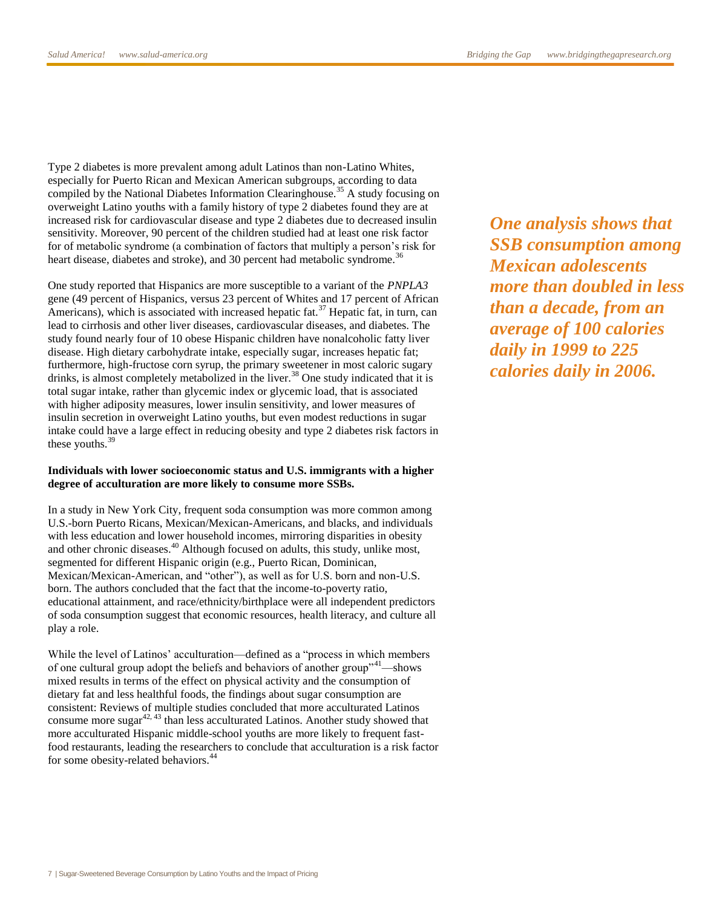Type 2 diabetes is more prevalent among adult Latinos than non-Latino Whites, especially for Puerto Rican and Mexican American subgroups, according to data compiled by the National Diabetes Information Clearinghouse.[35] A study focusing on overweight Latino youths with a family history of type 2 diabetes found they are at increased risk for cardiovascular disease and type 2 diabetes due to decreased insulin sensitivity. Moreover, 90 percent of the children studied had at least one risk factor for of metabolic syndrome (a combination of factors that multiply a person's risk for heart disease, diabetes and stroke), and 30 percent had metabolic syndrome.[36]

One study reported that Hispanics are more susceptible to a variant of the *PNPLA3* gene (49 percent of Hispanics, versus 23 percent of Whites and 17 percent of African Americans), which is associated with increased hepatic fat.[37] Hepatic fat, in turn, can lead to cirrhosis and other liver diseases, cardiovascular diseases, and diabetes. The study found nearly four of 10 obese Hispanic children have nonalcoholic fatty liver disease. High dietary carbohydrate intake, especially sugar, increases hepatic fat; furthermore, high-fructose corn syrup, the primary sweetener in most caloric sugary drinks, is almost completely metabolized in the liver.[38] One study indicated that it is total sugar intake, rather than glycemic index or glycemic load, that is associated with higher adiposity measures, lower insulin sensitivity, and lower measures of insulin secretion in overweight Latino youths, but even modest reductions in sugar intake could have a large effect in reducing obesity and type 2 diabetes risk factors in these youths.[39]

***One analysis shows that SSB consumption among Mexican adolescents more than doubled in less than a decade, from an average of 100 calories daily in 1999 to 225 calories daily in 2006.***

**Individuals with lower socioeconomic status and U.S. immigrants with a higher degree of acculturation are more likely to consume more SSBs.**

In a study in New York City, frequent soda consumption was more common among U.S.-born Puerto Ricans, Mexican/Mexican-Americans, and blacks, and individuals with less education and lower household incomes, mirroring disparities in obesity and other chronic diseases.[40] Although focused on adults, this study, unlike most, segmented for different Hispanic origin (e.g., Puerto Rican, Dominican, Mexican/Mexican-American, and "other"), as well as for U.S. born and non-U.S. born. The authors concluded that the fact that the income-to-poverty ratio, educational attainment, and race/ethnicity/birthplace were all independent predictors of soda consumption suggest that economic resources, health literacy, and culture all play a role.

While the level of Latinos' acculturation—defined as a "process in which members of one cultural group adopt the beliefs and behaviors of another group"[41]—shows mixed results in terms of the effect on physical activity and the consumption of dietary fat and less healthful foods, the findings about sugar consumption are consistent: Reviews of multiple studies concluded that more acculturated Latinos consume more sugar[42, 43] than less acculturated Latinos. Another study showed that more acculturated Hispanic middle-school youths are more likely to frequent fast-food restaurants, leading the researchers to conclude that acculturation is a risk factor for some obesity-related behaviors.[44]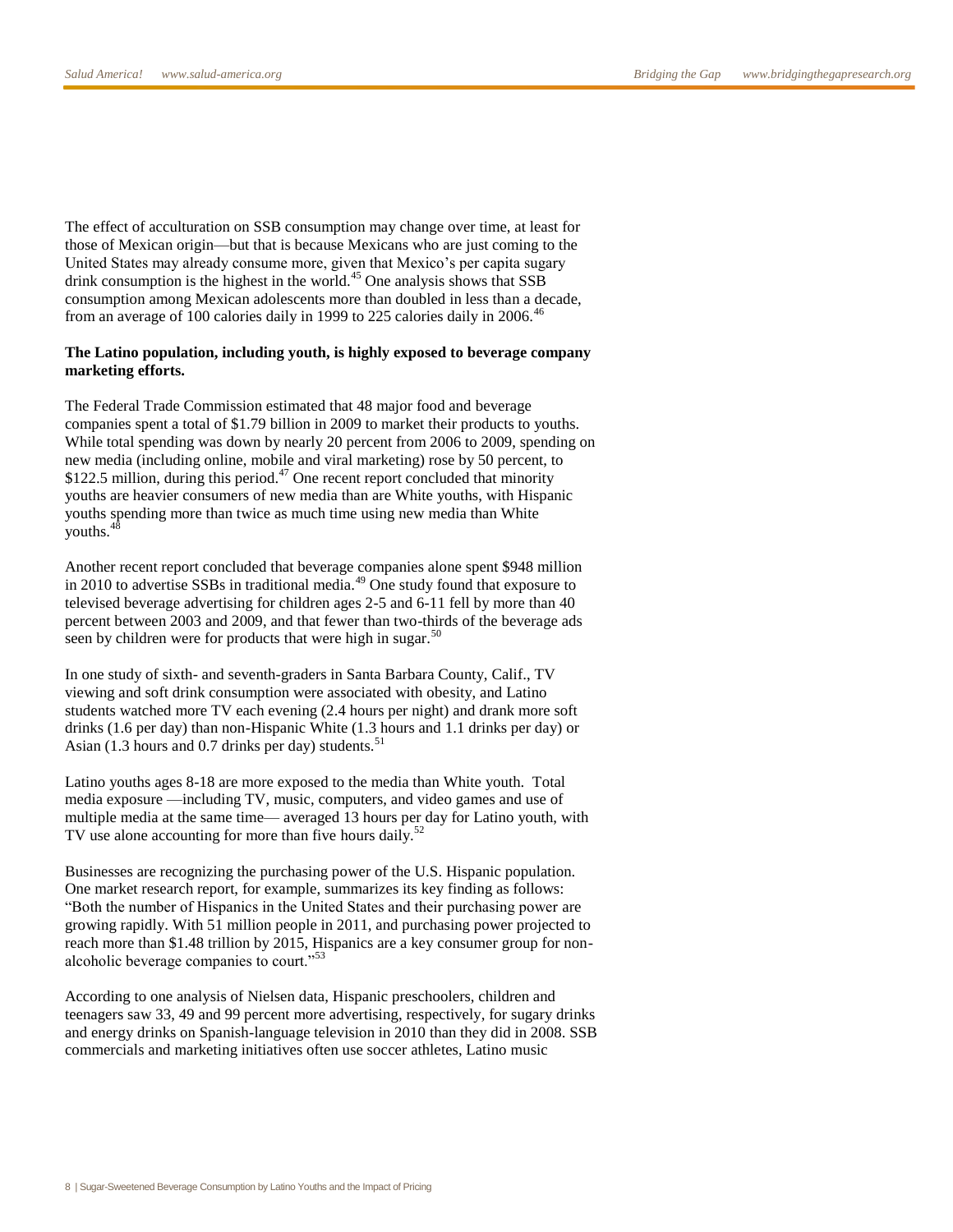The effect of acculturation on SSB consumption may change over time, at least for those of Mexican origin—but that is because Mexicans who are just coming to the United States may already consume more, given that Mexico's per capita sugary drink consumption is the highest in the world.[45] One analysis shows that SSB consumption among Mexican adolescents more than doubled in less than a decade, from an average of 100 calories daily in 1999 to 225 calories daily in 2006.[46]

**The Latino population, including youth, is highly exposed to beverage company marketing efforts.**

The Federal Trade Commission estimated that 48 major food and beverage companies spent a total of $1.79 billion in 2009 to market their products to youths. While total spending was down by nearly 20 percent from 2006 to 2009, spending on new media (including online, mobile and viral marketing) rose by 50 percent, to $122.5 million, during this period.[47] One recent report concluded that minority youths are heavier consumers of new media than are White youths, with Hispanic youths spending more than twice as much time using new media than White youths.[48]

Another recent report concluded that beverage companies alone spent $948 million in 2010 to advertise SSBs in traditional media.[49] One study found that exposure to televised beverage advertising for children ages 2-5 and 6-11 fell by more than 40 percent between 2003 and 2009, and that fewer than two-thirds of the beverage ads seen by children were for products that were high in sugar.[50]

In one study of sixth- and seventh-graders in Santa Barbara County, Calif., TV viewing and soft drink consumption were associated with obesity, and Latino students watched more TV each evening (2.4 hours per night) and drank more soft drinks (1.6 per day) than non-Hispanic White (1.3 hours and 1.1 drinks per day) or Asian (1.3 hours and 0.7 drinks per day) students.[51]

Latino youths ages 8-18 are more exposed to the media than White youth. Total media exposure —including TV, music, computers, and video games and use of multiple media at the same time— averaged 13 hours per day for Latino youth, with TV use alone accounting for more than five hours daily.[52]

Businesses are recognizing the purchasing power of the U.S. Hispanic population. One market research report, for example, summarizes its key finding as follows: "Both the number of Hispanics in the United States and their purchasing power are growing rapidly. With 51 million people in 2011, and purchasing power projected to reach more than $1.48 trillion by 2015, Hispanics are a key consumer group for non-alcoholic beverage companies to court."[53]

According to one analysis of Nielsen data, Hispanic preschoolers, children and teenagers saw 33, 49 and 99 percent more advertising, respectively, for sugary drinks and energy drinks on Spanish-language television in 2010 than they did in 2008. SSB commercials and marketing initiatives often use soccer athletes, Latino music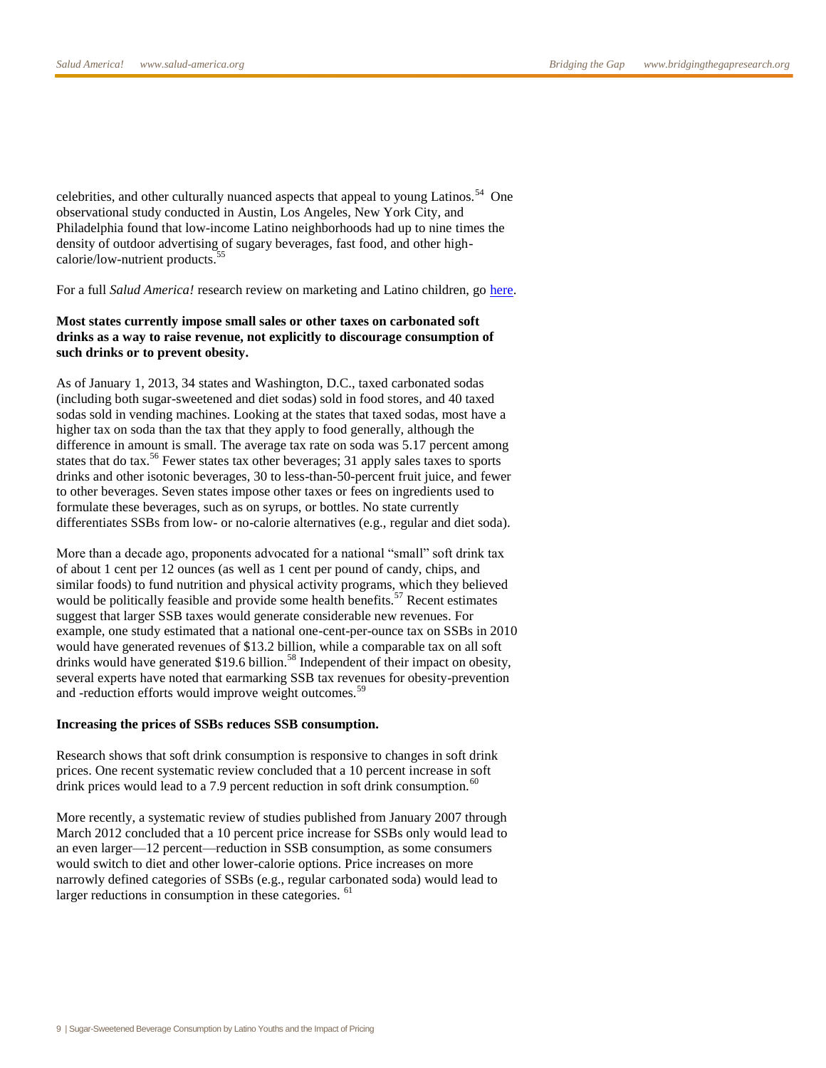celebrities, and other culturally nuanced aspects that appeal to young Latinos.[54] One observational study conducted in Austin, Los Angeles, New York City, and Philadelphia found that low-income Latino neighborhoods had up to nine times the density of outdoor advertising of sugary beverages, fast food, and other high-calorie/low-nutrient products.[55]

For a full *Salud America!* research review on marketing and Latino children, go [here](here).

**Most states currently impose small sales or other taxes on carbonated soft drinks as a way to raise revenue, not explicitly to discourage consumption of such drinks or to prevent obesity.**

As of January 1, 2013, 34 states and Washington, D.C., taxed carbonated sodas (including both sugar-sweetened and diet sodas) sold in food stores, and 40 taxed sodas sold in vending machines. Looking at the states that taxed sodas, most have a higher tax on soda than the tax that they apply to food generally, although the difference in amount is small. The average tax rate on soda was 5.17 percent among states that do tax.[56] Fewer states tax other beverages; 31 apply sales taxes to sports drinks and other isotonic beverages, 30 to less-than-50-percent fruit juice, and fewer to other beverages. Seven states impose other taxes or fees on ingredients used to formulate these beverages, such as on syrups, or bottles. No state currently differentiates SSBs from low- or no-calorie alternatives (e.g., regular and diet soda).

More than a decade ago, proponents advocated for a national "small" soft drink tax of about 1 cent per 12 ounces (as well as 1 cent per pound of candy, chips, and similar foods) to fund nutrition and physical activity programs, which they believed would be politically feasible and provide some health benefits.[57] Recent estimates suggest that larger SSB taxes would generate considerable new revenues. For example, one study estimated that a national one-cent-per-ounce tax on SSBs in 2010 would have generated revenues of $13.2 billion, while a comparable tax on all soft drinks would have generated $19.6 billion.[58] Independent of their impact on obesity, several experts have noted that earmarking SSB tax revenues for obesity-prevention and -reduction efforts would improve weight outcomes.[59]

**Increasing the prices of SSBs reduces SSB consumption.**

Research shows that soft drink consumption is responsive to changes in soft drink prices. One recent systematic review concluded that a 10 percent increase in soft drink prices would lead to a 7.9 percent reduction in soft drink consumption.[60]

More recently, a systematic review of studies published from January 2007 through March 2012 concluded that a 10 percent price increase for SSBs only would lead to an even larger—12 percent—reduction in SSB consumption, as some consumers would switch to diet and other lower-calorie options. Price increases on more narrowly defined categories of SSBs (e.g., regular carbonated soda) would lead to larger reductions in consumption in these categories.[61]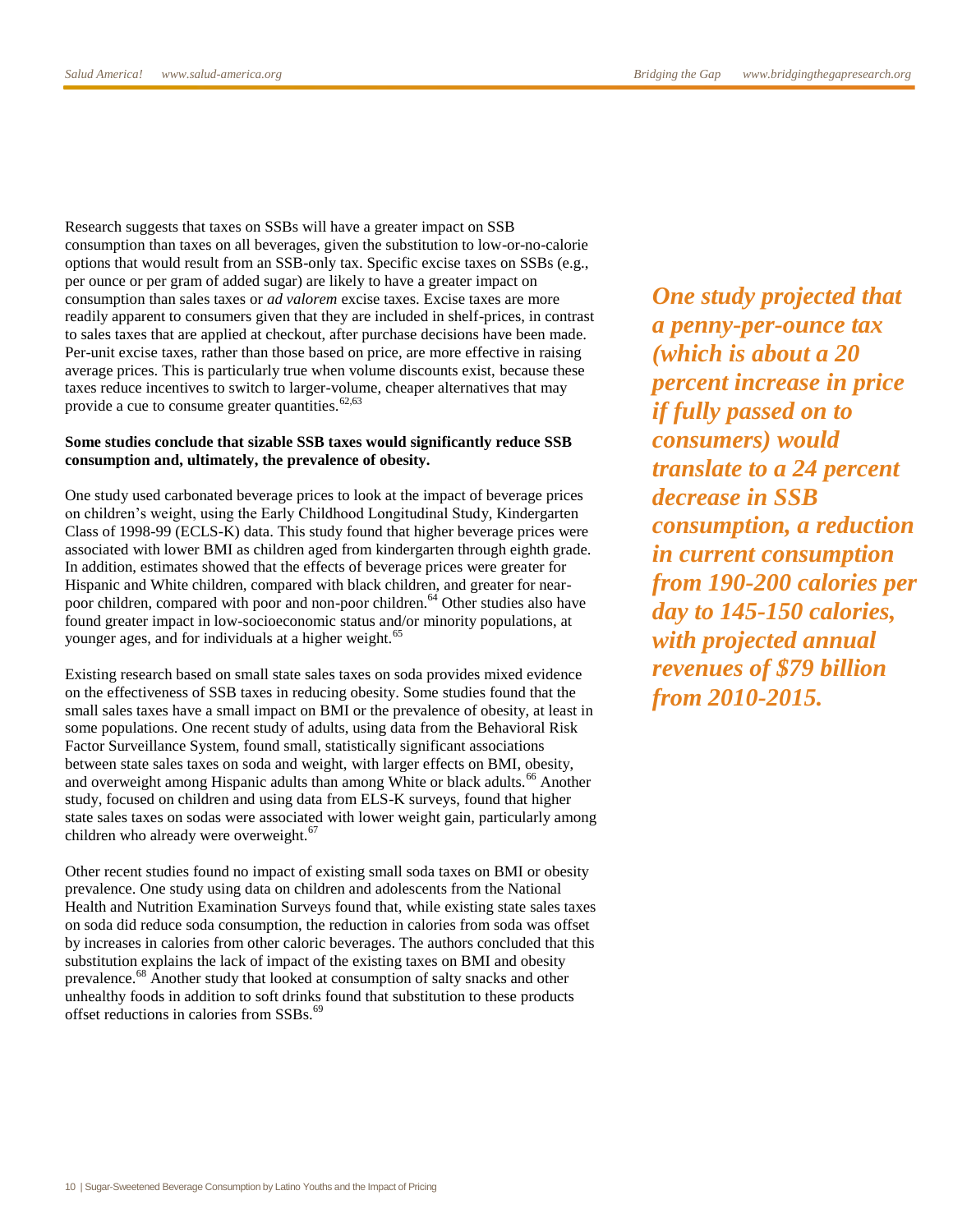Research suggests that taxes on SSBs will have a greater impact on SSB consumption than taxes on all beverages, given the substitution to low-or-no-calorie options that would result from an SSB-only tax. Specific excise taxes on SSBs (e.g., per ounce or per gram of added sugar) are likely to have a greater impact on consumption than sales taxes or *ad valorem* excise taxes. Excise taxes are more readily apparent to consumers given that they are included in shelf-prices, in contrast to sales taxes that are applied at checkout, after purchase decisions have been made. Per-unit excise taxes, rather than those based on price, are more effective in raising average prices. This is particularly true when volume discounts exist, because these taxes reduce incentives to switch to larger-volume, cheaper alternatives that may provide a cue to consume greater quantities.[62,63]

***One study projected that a penny-per-ounce tax (which is about a 20 percent increase in price if fully passed on to consumers) would translate to a 24 percent decrease in SSB consumption, a reduction in current consumption from 190-200 calories per day to 145-150 calories, with projected annual revenues of $79 billion from 2010-2015.***

**Some studies conclude that sizable SSB taxes would significantly reduce SSB consumption and, ultimately, the prevalence of obesity.**

One study used carbonated beverage prices to look at the impact of beverage prices on children's weight, using the Early Childhood Longitudinal Study, Kindergarten Class of 1998-99 (ECLS-K) data. This study found that higher beverage prices were associated with lower BMI as children aged from kindergarten through eighth grade. In addition, estimates showed that the effects of beverage prices were greater for Hispanic and White children, compared with black children, and greater for near-poor children, compared with poor and non-poor children.[64] Other studies also have found greater impact in low-socioeconomic status and/or minority populations, at younger ages, and for individuals at a higher weight.[65]

Existing research based on small state sales taxes on soda provides mixed evidence on the effectiveness of SSB taxes in reducing obesity. Some studies found that the small sales taxes have a small impact on BMI or the prevalence of obesity, at least in some populations. One recent study of adults, using data from the Behavioral Risk Factor Surveillance System, found small, statistically significant associations between state sales taxes on soda and weight, with larger effects on BMI, obesity, and overweight among Hispanic adults than among White or black adults.[66] Another study, focused on children and using data from ELS-K surveys, found that higher state sales taxes on sodas were associated with lower weight gain, particularly among children who already were overweight.[67]

Other recent studies found no impact of existing small soda taxes on BMI or obesity prevalence. One study using data on children and adolescents from the National Health and Nutrition Examination Surveys found that, while existing state sales taxes on soda did reduce soda consumption, the reduction in calories from soda was offset by increases in calories from other caloric beverages. The authors concluded that this substitution explains the lack of impact of the existing taxes on BMI and obesity prevalence.[68] Another study that looked at consumption of salty snacks and other unhealthy foods in addition to soft drinks found that substitution to these products offset reductions in calories from SSBs.[69]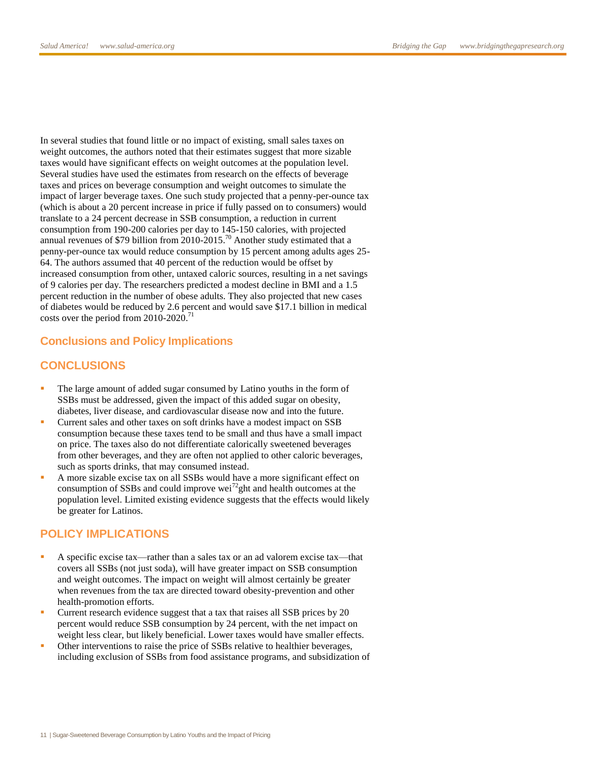In several studies that found little or no impact of existing, small sales taxes on weight outcomes, the authors noted that their estimates suggest that more sizable taxes would have significant effects on weight outcomes at the population level. Several studies have used the estimates from research on the effects of beverage taxes and prices on beverage consumption and weight outcomes to simulate the impact of larger beverage taxes. One such study projected that a penny-per-ounce tax (which is about a 20 percent increase in price if fully passed on to consumers) would translate to a 24 percent decrease in SSB consumption, a reduction in current consumption from 190-200 calories per day to 145-150 calories, with projected annual revenues of $79 billion from 2010-2015.[70] Another study estimated that a penny-per-ounce tax would reduce consumption by 15 percent among adults ages 25-64. The authors assumed that 40 percent of the reduction would be offset by increased consumption from other, untaxed caloric sources, resulting in a net savings of 9 calories per day. The researchers predicted a modest decline in BMI and a 1.5 percent reduction in the number of obese adults. They also projected that new cases of diabetes would be reduced by 2.6 percent and would save $17.1 billion in medical costs over the period from 2010-2020.[71]

## Conclusions and Policy Implications

### CONCLUSIONS

- The large amount of added sugar consumed by Latino youths in the form of SSBs must be addressed, given the impact of this added sugar on obesity, diabetes, liver disease, and cardiovascular disease now and into the future.
- Current sales and other taxes on soft drinks have a modest impact on SSB consumption because these taxes tend to be small and thus have a small impact on price. The taxes also do not differentiate calorically sweetened beverages from other beverages, and they are often not applied to other caloric beverages, such as sports drinks, that may consumed instead.
- A more sizable excise tax on all SSBs would have a more significant effect on consumption of SSBs and could improve wei[72]ght and health outcomes at the population level. Limited existing evidence suggests that the effects would likely be greater for Latinos.

### POLICY IMPLICATIONS

- A specific excise tax—rather than a sales tax or an ad valorem excise tax—that covers all SSBs (not just soda), will have greater impact on SSB consumption and weight outcomes. The impact on weight will almost certainly be greater when revenues from the tax are directed toward obesity-prevention and other health-promotion efforts.
- Current research evidence suggest that a tax that raises all SSB prices by 20 percent would reduce SSB consumption by 24 percent, with the net impact on weight less clear, but likely beneficial. Lower taxes would have smaller effects.
- Other interventions to raise the price of SSBs relative to healthier beverages, including exclusion of SSBs from food assistance programs, and subsidization of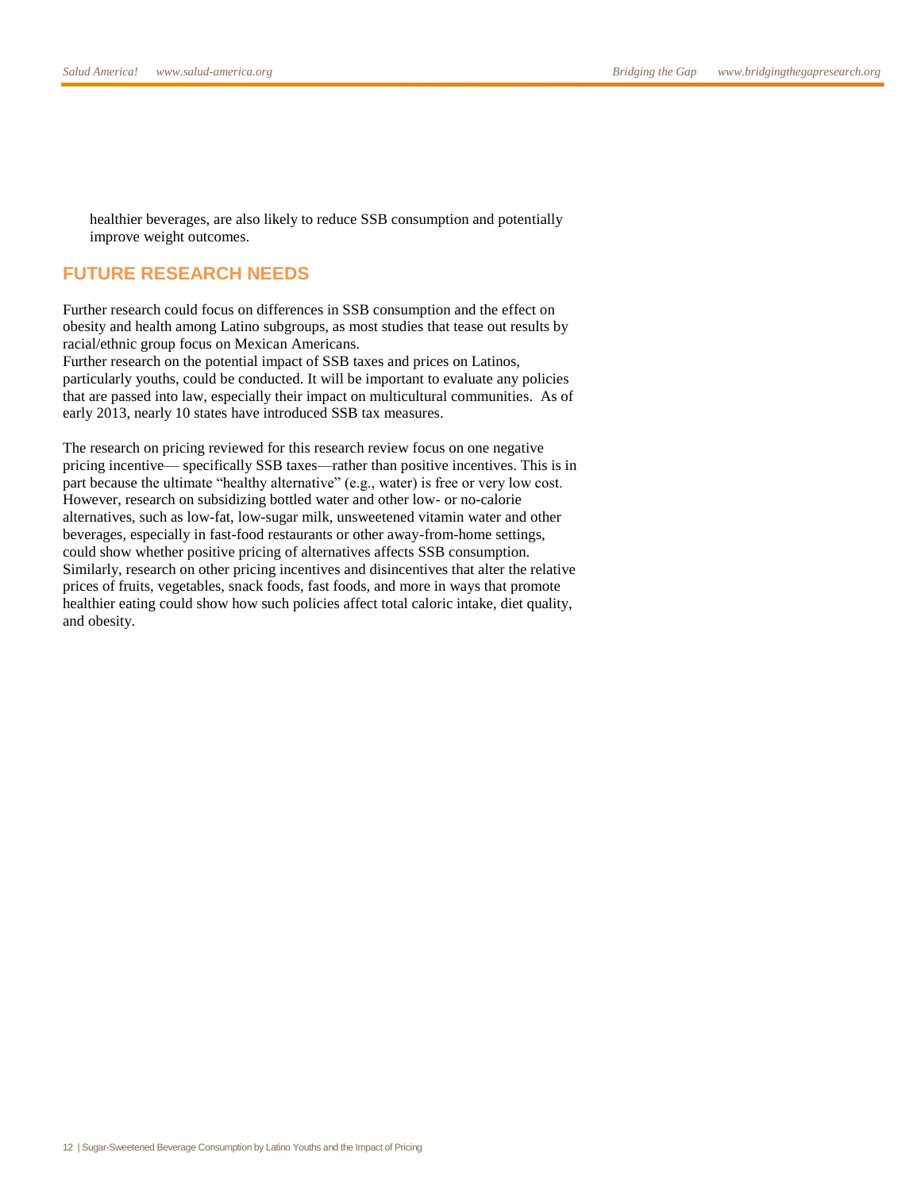healthier beverages, are also likely to reduce SSB consumption and potentially improve weight outcomes.

## FUTURE RESEARCH NEEDS

Further research could focus on differences in SSB consumption and the effect on obesity and health among Latino subgroups, as most studies that tease out results by racial/ethnic group focus on Mexican Americans.

Further research on the potential impact of SSB taxes and prices on Latinos, particularly youths, could be conducted. It will be important to evaluate any policies that are passed into law, especially their impact on multicultural communities. As of early 2013, nearly 10 states have introduced SSB tax measures.

The research on pricing reviewed for this research review focus on one negative pricing incentive— specifically SSB taxes—rather than positive incentives. This is in part because the ultimate "healthy alternative" (e.g., water) is free or very low cost. However, research on subsidizing bottled water and other low- or no-calorie alternatives, such as low-fat, low-sugar milk, unsweetened vitamin water and other beverages, especially in fast-food restaurants or other away-from-home settings, could show whether positive pricing of alternatives affects SSB consumption. Similarly, research on other pricing incentives and disincentives that alter the relative prices of fruits, vegetables, snack foods, fast foods, and more in ways that promote healthier eating could show how such policies affect total caloric intake, diet quality, and obesity.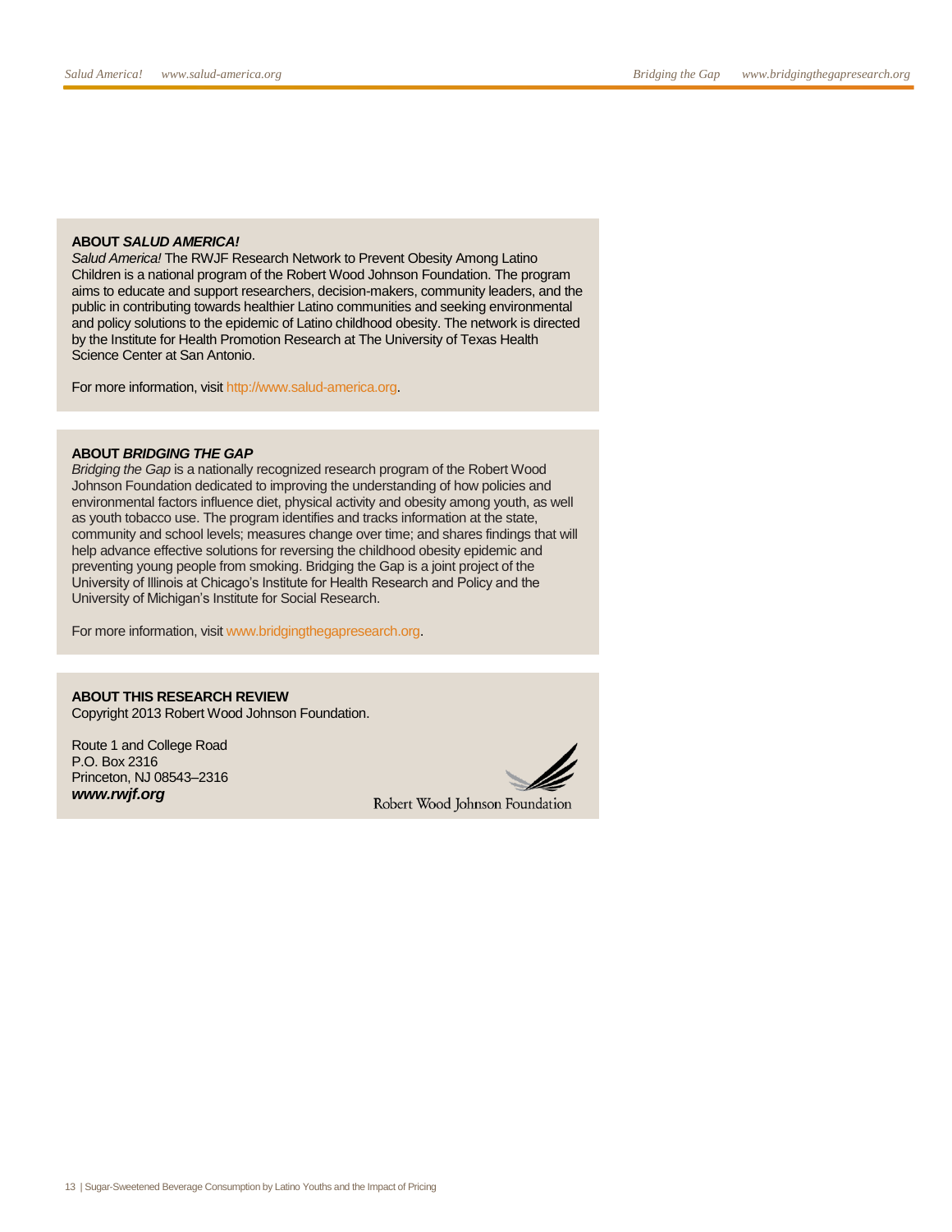**ABOUT *SALUD AMERICA!***

*Salud America!* The RWJF Research Network to Prevent Obesity Among Latino Children is a national program of the Robert Wood Johnson Foundation. The program aims to educate and support researchers, decision-makers, community leaders, and the public in contributing towards healthier Latino communities and seeking environmental and policy solutions to the epidemic of Latino childhood obesity. The network is directed by the Institute for Health Promotion Research at The University of Texas Health Science Center at San Antonio.

For more information, visit http://www.salud-america.org.

**ABOUT *BRIDGING THE GAP***

*Bridging the Gap* is a nationally recognized research program of the Robert Wood Johnson Foundation dedicated to improving the understanding of how policies and environmental factors influence diet, physical activity and obesity among youth, as well as youth tobacco use. The program identifies and tracks information at the state, community and school levels; measures change over time; and shares findings that will help advance effective solutions for reversing the childhood obesity epidemic and preventing young people from smoking. Bridging the Gap is a joint project of the University of Illinois at Chicago's Institute for Health Research and Policy and the University of Michigan's Institute for Social Research.

For more information, visit www.bridgingthegapresearch.org.

**ABOUT THIS RESEARCH REVIEW**

Copyright 2013 Robert Wood Johnson Foundation.

Route 1 and College Road
P.O. Box 2316
Princeton, NJ 08543–2316
***www.rwjf.org***

Robert Wood Johnson Foundation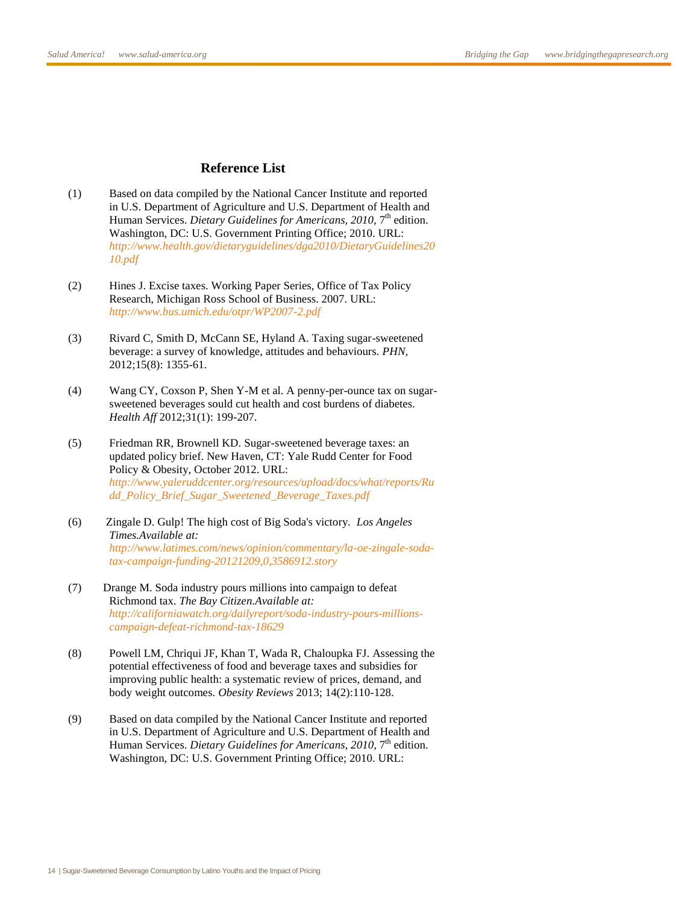## Reference List

(1) Based on data compiled by the National Cancer Institute and reported in U.S. Department of Agriculture and U.S. Department of Health and Human Services. *Dietary Guidelines for Americans, 2010,* 7th edition. Washington, DC: U.S. Government Printing Office; 2010. URL: *http://www.health.gov/dietaryguidelines/dga2010/DietaryGuidelines2010.pdf*

(2) Hines J. Excise taxes. Working Paper Series, Office of Tax Policy Research, Michigan Ross School of Business. 2007. URL: *http://www.bus.umich.edu/otpr/WP2007-2.pdf*

(3) Rivard C, Smith D, McCann SE, Hyland A. Taxing sugar-sweetened beverage: a survey of knowledge, attitudes and behaviours. *PHN,* 2012;15(8): 1355-61.

(4) Wang CY, Coxson P, Shen Y-M et al. A penny-per-ounce tax on sugar-sweetened beverages sould cut health and cost burdens of diabetes. *Health Aff* 2012;31(1): 199-207.

(5) Friedman RR, Brownell KD. Sugar-sweetened beverage taxes: an updated policy brief. New Haven, CT: Yale Rudd Center for Food Policy & Obesity, October 2012. URL: *http://www.yaleruddcenter.org/resources/upload/docs/what/reports/Rudd_Policy_Brief_Sugar_Sweetened_Beverage_Taxes.pdf*

(6) Zingale D. Gulp! The high cost of Big Soda's victory. *Los Angeles Times.Available at: http://www.latimes.com/news/opinion/commentary/la-oe-zingale-soda-tax-campaign-funding-20121209,0,3586912.story*

(7) Drange M. Soda industry pours millions into campaign to defeat Richmond tax. *The Bay Citizen.Available at: http://californiawatch.org/dailyreport/soda-industry-pours-millions-campaign-defeat-richmond-tax-18629*

(8) Powell LM, Chriqui JF, Khan T, Wada R, Chaloupka FJ. Assessing the potential effectiveness of food and beverage taxes and subsidies for improving public health: a systematic review of prices, demand, and body weight outcomes. *Obesity Reviews* 2013; 14(2):110-128.

(9) Based on data compiled by the National Cancer Institute and reported in U.S. Department of Agriculture and U.S. Department of Health and Human Services. *Dietary Guidelines for Americans, 2010,* 7th edition. Washington, DC: U.S. Government Printing Office; 2010. URL: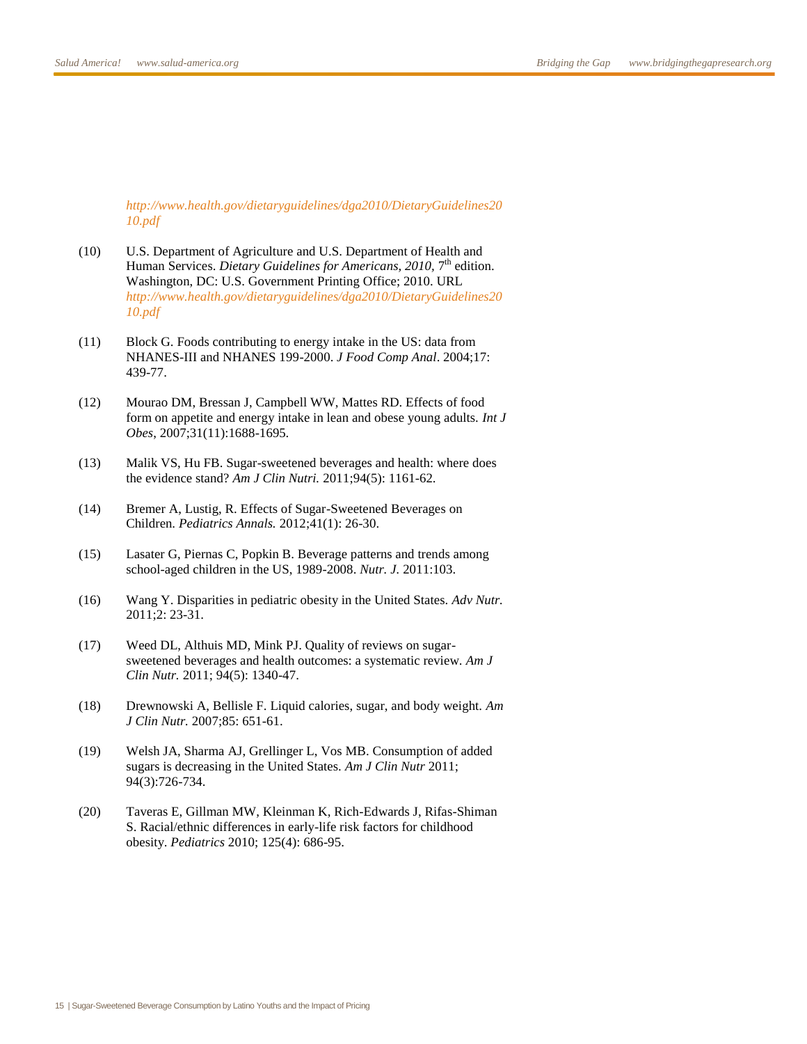*http://www.health.gov/dietaryguidelines/dga2010/DietaryGuidelines2010.pdf*

(10) U.S. Department of Agriculture and U.S. Department of Health and Human Services. *Dietary Guidelines for Americans, 2010*, 7th edition. Washington, DC: U.S. Government Printing Office; 2010. URL *http://www.health.gov/dietaryguidelines/dga2010/DietaryGuidelines2010.pdf*

(11) Block G. Foods contributing to energy intake in the US: data from NHANES-III and NHANES 199-2000. *J Food Comp Anal*. 2004;17: 439-77.

(12) Mourao DM, Bressan J, Campbell WW, Mattes RD. Effects of food form on appetite and energy intake in lean and obese young adults. *Int J Obes*, 2007;31(11):1688-1695.

(13) Malik VS, Hu FB. Sugar-sweetened beverages and health: where does the evidence stand? *Am J Clin Nutri.* 2011;94(5): 1161-62.

(14) Bremer A, Lustig, R. Effects of Sugar-Sweetened Beverages on Children. *Pediatrics Annals.* 2012;41(1): 26-30.

(15) Lasater G, Piernas C, Popkin B. Beverage patterns and trends among school-aged children in the US, 1989-2008. *Nutr. J.* 2011:103.

(16) Wang Y. Disparities in pediatric obesity in the United States. *Adv Nutr.* 2011;2: 23-31.

(17) Weed DL, Althuis MD, Mink PJ. Quality of reviews on sugar-sweetened beverages and health outcomes: a systematic review. *Am J Clin Nutr.* 2011; 94(5): 1340-47.

(18) Drewnowski A, Bellisle F. Liquid calories, sugar, and body weight. *Am J Clin Nutr.* 2007;85: 651-61.

(19) Welsh JA, Sharma AJ, Grellinger L, Vos MB. Consumption of added sugars is decreasing in the United States. *Am J Clin Nutr* 2011; 94(3):726-734.

(20) Taveras E, Gillman MW, Kleinman K, Rich-Edwards J, Rifas-Shiman S. Racial/ethnic differences in early-life risk factors for childhood obesity. *Pediatrics* 2010; 125(4): 686-95.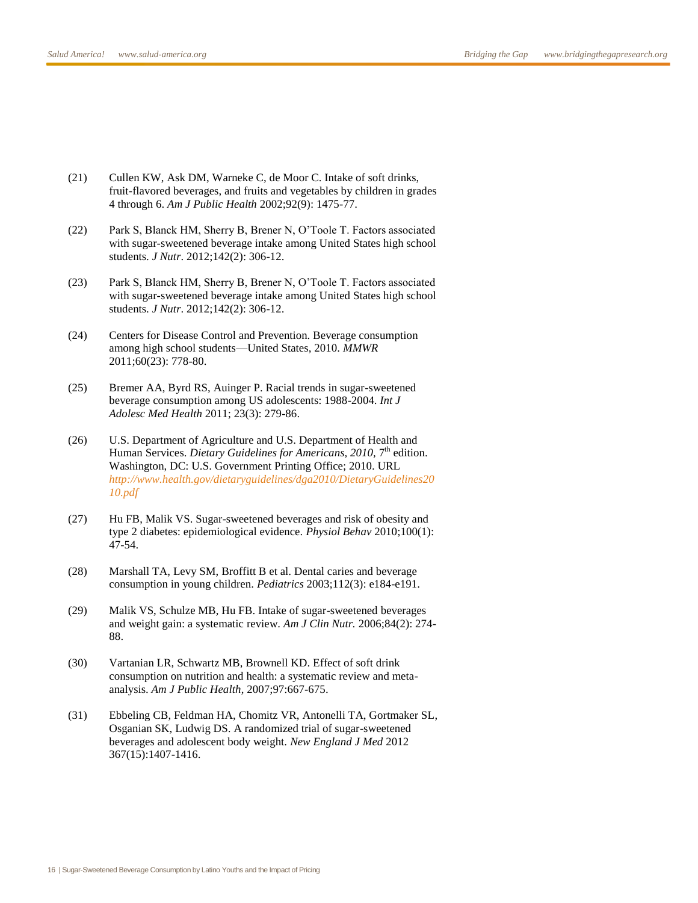(21) Cullen KW, Ask DM, Warneke C, de Moor C. Intake of soft drinks, fruit-flavored beverages, and fruits and vegetables by children in grades 4 through 6. *Am J Public Health* 2002;92(9): 1475-77.

(22) Park S, Blanck HM, Sherry B, Brener N, O'Toole T. Factors associated with sugar-sweetened beverage intake among United States high school students. *J Nutr*. 2012;142(2): 306-12.

(23) Park S, Blanck HM, Sherry B, Brener N, O'Toole T. Factors associated with sugar-sweetened beverage intake among United States high school students. *J Nutr*. 2012;142(2): 306-12.

(24) Centers for Disease Control and Prevention. Beverage consumption among high school students—United States, 2010. *MMWR* 2011;60(23): 778-80.

(25) Bremer AA, Byrd RS, Auinger P. Racial trends in sugar-sweetened beverage consumption among US adolescents: 1988-2004. *Int J Adolesc Med Health* 2011; 23(3): 279-86.

(26) U.S. Department of Agriculture and U.S. Department of Health and Human Services. *Dietary Guidelines for Americans, 2010,* 7th edition. Washington, DC: U.S. Government Printing Office; 2010. URL *http://www.health.gov/dietaryguidelines/dga2010/DietaryGuidelines2010.pdf*

(27) Hu FB, Malik VS. Sugar-sweetened beverages and risk of obesity and type 2 diabetes: epidemiological evidence. *Physiol Behav* 2010;100(1): 47-54.

(28) Marshall TA, Levy SM, Broffitt B et al. Dental caries and beverage consumption in young children. *Pediatrics* 2003;112(3): e184-e191.

(29) Malik VS, Schulze MB, Hu FB. Intake of sugar-sweetened beverages and weight gain: a systematic review. *Am J Clin Nutr.* 2006;84(2): 274-88.

(30) Vartanian LR, Schwartz MB, Brownell KD. Effect of soft drink consumption on nutrition and health: a systematic review and meta-analysis. *Am J Public Health*, 2007;97:667-675.

(31) Ebbeling CB, Feldman HA, Chomitz VR, Antonelli TA, Gortmaker SL, Osganian SK, Ludwig DS. A randomized trial of sugar-sweetened beverages and adolescent body weight. *New England J Med* 2012 367(15):1407-1416.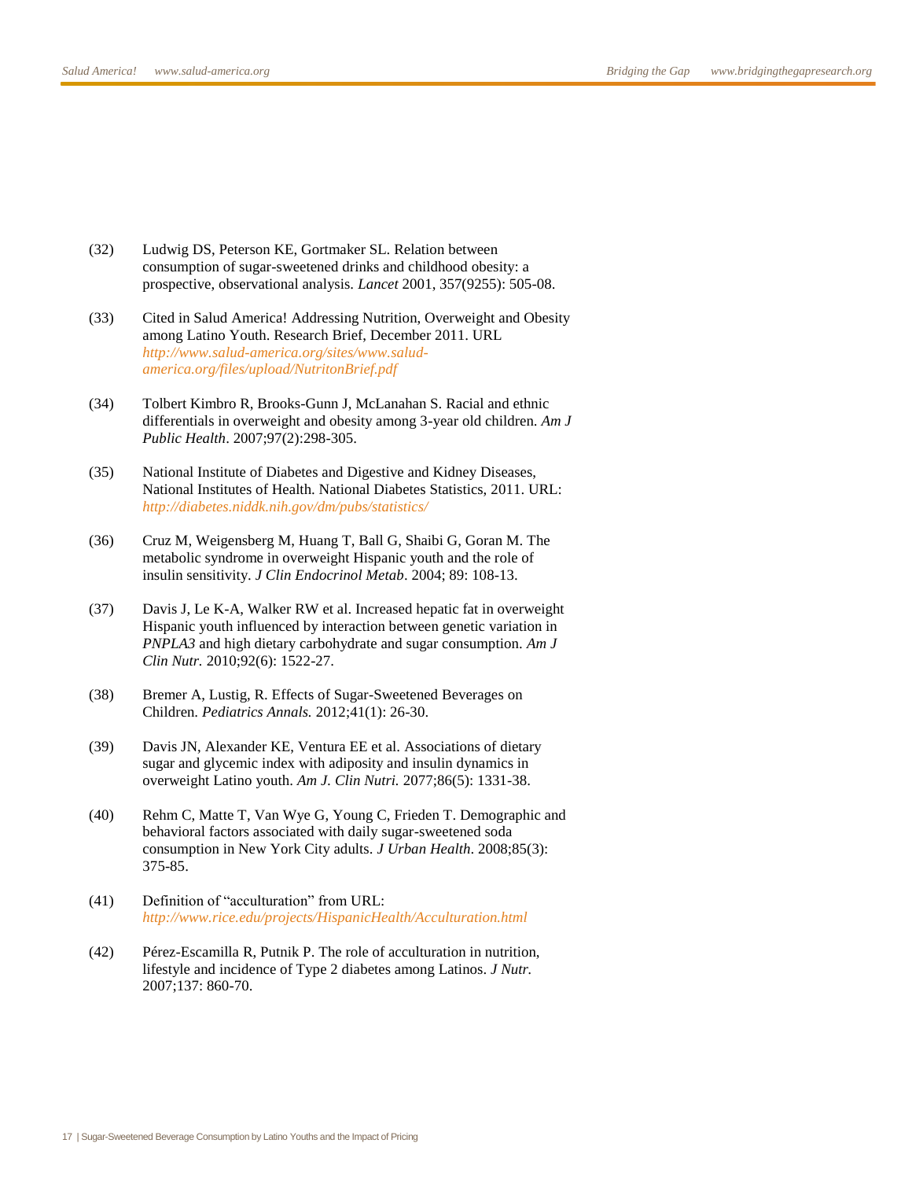(32) Ludwig DS, Peterson KE, Gortmaker SL. Relation between consumption of sugar-sweetened drinks and childhood obesity: a prospective, observational analysis. *Lancet* 2001, 357(9255): 505-08.

(33) Cited in Salud America! Addressing Nutrition, Overweight and Obesity among Latino Youth. Research Brief, December 2011. URL *http://www.salud-america.org/sites/www.salud-america.org/files/upload/NutritonBrief.pdf*

(34) Tolbert Kimbro R, Brooks-Gunn J, McLanahan S. Racial and ethnic differentials in overweight and obesity among 3-year old children. *Am J Public Health*. 2007;97(2):298-305.

(35) National Institute of Diabetes and Digestive and Kidney Diseases, National Institutes of Health. National Diabetes Statistics, 2011. URL: *http://diabetes.niddk.nih.gov/dm/pubs/statistics/*

(36) Cruz M, Weigensberg M, Huang T, Ball G, Shaibi G, Goran M. The metabolic syndrome in overweight Hispanic youth and the role of insulin sensitivity. *J Clin Endocrinol Metab*. 2004; 89: 108-13.

(37) Davis J, Le K-A, Walker RW et al. Increased hepatic fat in overweight Hispanic youth influenced by interaction between genetic variation in *PNPLA3* and high dietary carbohydrate and sugar consumption. *Am J Clin Nutr.* 2010;92(6): 1522-27.

(38) Bremer A, Lustig, R. Effects of Sugar-Sweetened Beverages on Children. *Pediatrics Annals.* 2012;41(1): 26-30.

(39) Davis JN, Alexander KE, Ventura EE et al. Associations of dietary sugar and glycemic index with adiposity and insulin dynamics in overweight Latino youth. *Am J. Clin Nutri.* 2077;86(5): 1331-38.

(40) Rehm C, Matte T, Van Wye G, Young C, Frieden T. Demographic and behavioral factors associated with daily sugar-sweetened soda consumption in New York City adults. *J Urban Health*. 2008;85(3): 375-85.

(41) Definition of "acculturation" from URL: *http://www.rice.edu/projects/HispanicHealth/Acculturation.html*

(42) Pérez-Escamilla R, Putnik P. The role of acculturation in nutrition, lifestyle and incidence of Type 2 diabetes among Latinos. *J Nutr.* 2007;137: 860-70.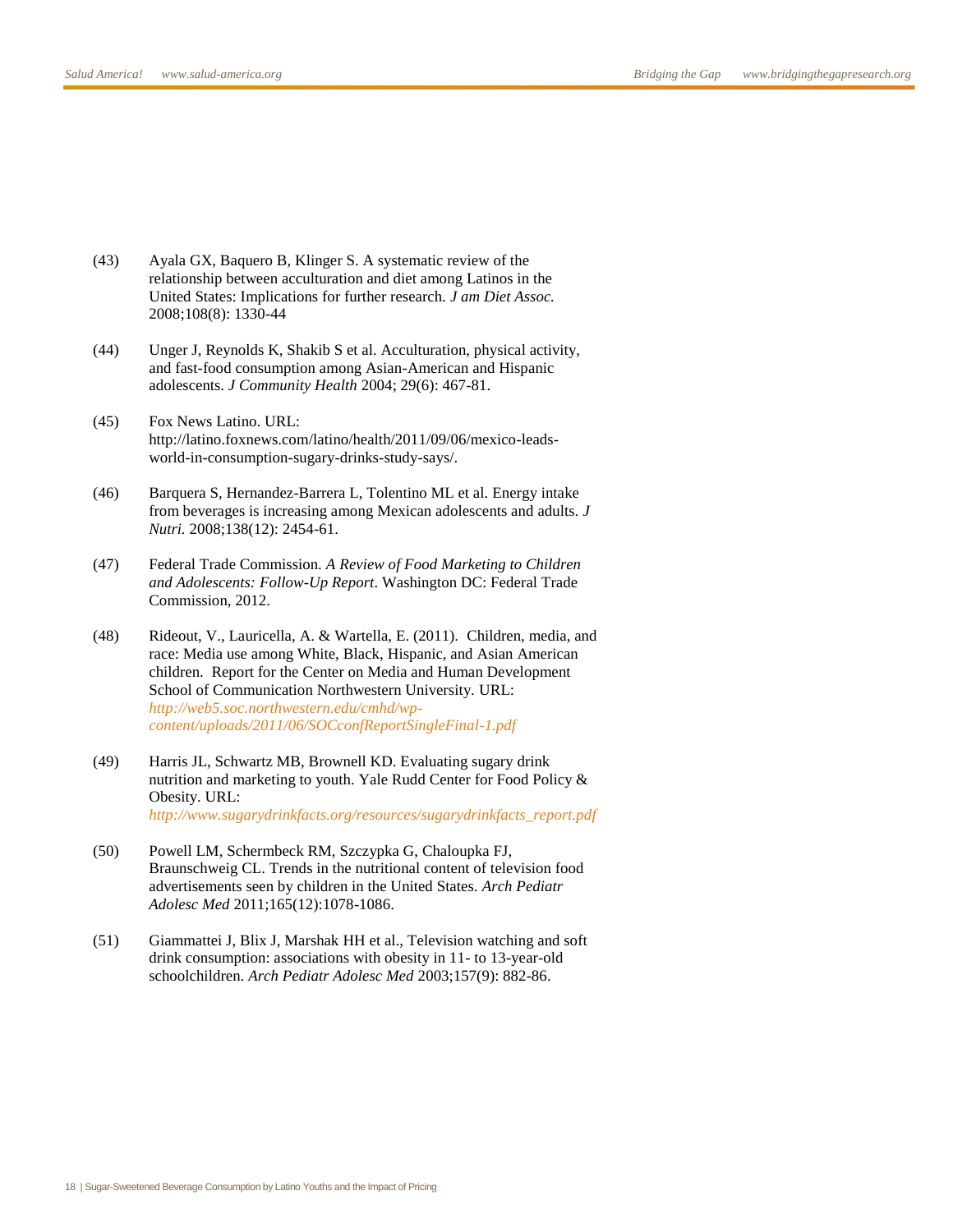(43) Ayala GX, Baquero B, Klinger S. A systematic review of the relationship between acculturation and diet among Latinos in the United States: Implications for further research. *J am Diet Assoc.* 2008;108(8): 1330-44

(44) Unger J, Reynolds K, Shakib S et al. Acculturation, physical activity, and fast-food consumption among Asian-American and Hispanic adolescents. *J Community Health* 2004; 29(6): 467-81.

(45) Fox News Latino. URL: http://latino.foxnews.com/latino/health/2011/09/06/mexico-leads-world-in-consumption-sugary-drinks-study-says/.

(46) Barquera S, Hernandez-Barrera L, Tolentino ML et al. Energy intake from beverages is increasing among Mexican adolescents and adults. *J Nutri.* 2008;138(12): 2454-61.

(47) Federal Trade Commission. *A Review of Food Marketing to Children and Adolescents: Follow-Up Report*. Washington DC: Federal Trade Commission, 2012.

(48) Rideout, V., Lauricella, A. & Wartella, E. (2011). Children, media, and race: Media use among White, Black, Hispanic, and Asian American children. Report for the Center on Media and Human Development School of Communication Northwestern University. URL: *http://web5.soc.northwestern.edu/cmhd/wp-content/uploads/2011/06/SOCconfReportSingleFinal-1.pdf*

(49) Harris JL, Schwartz MB, Brownell KD. Evaluating sugary drink nutrition and marketing to youth. Yale Rudd Center for Food Policy & Obesity. URL: *http://www.sugarydrinkfacts.org/resources/sugarydrinkfacts_report.pdf*

(50) Powell LM, Schermbeck RM, Szczypka G, Chaloupka FJ, Braunschweig CL. Trends in the nutritional content of television food advertisements seen by children in the United States. *Arch Pediatr Adolesc Med* 2011;165(12):1078-1086.

(51) Giammattei J, Blix J, Marshak HH et al., Television watching and soft drink consumption: associations with obesity in 11- to 13-year-old schoolchildren. *Arch Pediatr Adolesc Med* 2003;157(9): 882-86.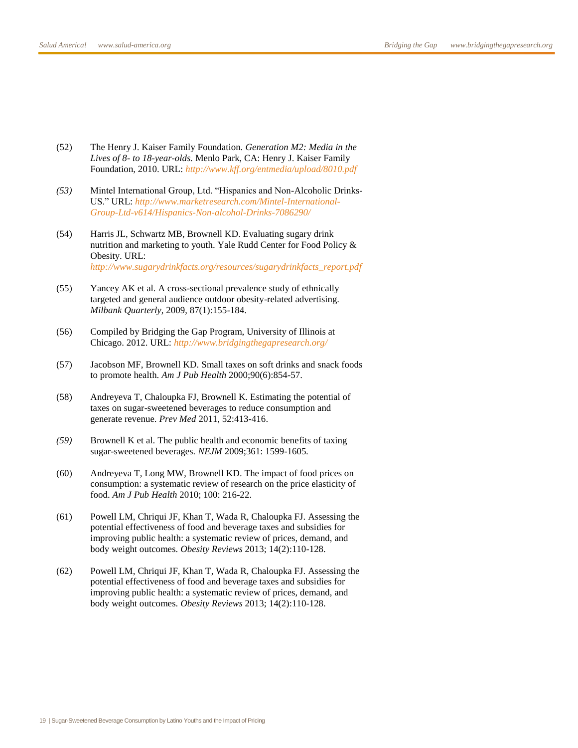(52) The Henry J. Kaiser Family Foundation. *Generation M2: Media in the Lives of 8- to 18-year-olds.* Menlo Park, CA: Henry J. Kaiser Family Foundation, 2010. URL: *http://www.kff.org/entmedia/upload/8010.pdf*

*(53)* Mintel International Group, Ltd. "Hispanics and Non-Alcoholic Drinks-US." URL: *http://www.marketresearch.com/Mintel-International-Group-Ltd-v614/Hispanics-Non-alcohol-Drinks-7086290/*

(54) Harris JL, Schwartz MB, Brownell KD. Evaluating sugary drink nutrition and marketing to youth. Yale Rudd Center for Food Policy & Obesity. URL: *http://www.sugarydrinkfacts.org/resources/sugarydrinkfacts_report.pdf*

(55) Yancey AK et al. A cross-sectional prevalence study of ethnically targeted and general audience outdoor obesity-related advertising. *Milbank Quarterly*, 2009, 87(1):155-184.

(56) Compiled by Bridging the Gap Program, University of Illinois at Chicago. 2012. URL: *http://www.bridgingthegapresearch.org/*

(57) Jacobson MF, Brownell KD. Small taxes on soft drinks and snack foods to promote health. *Am J Pub Health* 2000;90(6):854-57.

(58) Andreyeva T, Chaloupka FJ, Brownell K. Estimating the potential of taxes on sugar-sweetened beverages to reduce consumption and generate revenue. *Prev Med* 2011, 52:413-416.

*(59)* Brownell K et al. The public health and economic benefits of taxing sugar-sweetened beverages. *NEJM* 2009;361: 1599-1605.

(60) Andreyeva T, Long MW, Brownell KD. The impact of food prices on consumption: a systematic review of research on the price elasticity of food. *Am J Pub Health* 2010; 100: 216-22.

(61) Powell LM, Chriqui JF, Khan T, Wada R, Chaloupka FJ. Assessing the potential effectiveness of food and beverage taxes and subsidies for improving public health: a systematic review of prices, demand, and body weight outcomes. *Obesity Reviews* 2013; 14(2):110-128.

(62) Powell LM, Chriqui JF, Khan T, Wada R, Chaloupka FJ. Assessing the potential effectiveness of food and beverage taxes and subsidies for improving public health: a systematic review of prices, demand, and body weight outcomes. *Obesity Reviews* 2013; 14(2):110-128.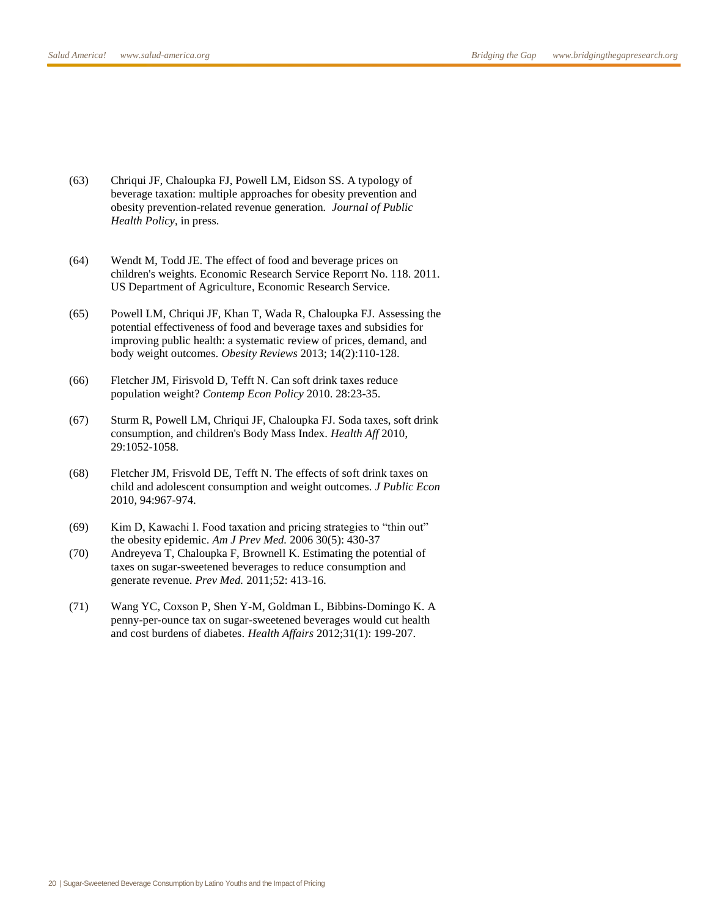(63) Chriqui JF, Chaloupka FJ, Powell LM, Eidson SS. A typology of beverage taxation: multiple approaches for obesity prevention and obesity prevention-related revenue generation. *Journal of Public Health Policy*, in press.

(64) Wendt M, Todd JE. The effect of food and beverage prices on children's weights. Economic Research Service Reporrt No. 118. 2011. US Department of Agriculture, Economic Research Service.

(65) Powell LM, Chriqui JF, Khan T, Wada R, Chaloupka FJ. Assessing the potential effectiveness of food and beverage taxes and subsidies for improving public health: a systematic review of prices, demand, and body weight outcomes. *Obesity Reviews* 2013; 14(2):110-128.

(66) Fletcher JM, Firisvold D, Tefft N. Can soft drink taxes reduce population weight? *Contemp Econ Policy* 2010. 28:23-35.

(67) Sturm R, Powell LM, Chriqui JF, Chaloupka FJ. Soda taxes, soft drink consumption, and children's Body Mass Index. *Health Aff* 2010, 29:1052-1058.

(68) Fletcher JM, Frisvold DE, Tefft N. The effects of soft drink taxes on child and adolescent consumption and weight outcomes. *J Public Econ* 2010, 94:967-974.

(69) Kim D, Kawachi I. Food taxation and pricing strategies to "thin out" the obesity epidemic. *Am J Prev Med.* 2006 30(5): 430-37

(70) Andreyeva T, Chaloupka F, Brownell K. Estimating the potential of taxes on sugar-sweetened beverages to reduce consumption and generate revenue. *Prev Med.* 2011;52: 413-16.

(71) Wang YC, Coxson P, Shen Y-M, Goldman L, Bibbins-Domingo K. A penny-per-ounce tax on sugar-sweetened beverages would cut health and cost burdens of diabetes. *Health Affairs* 2012;31(1): 199-207.